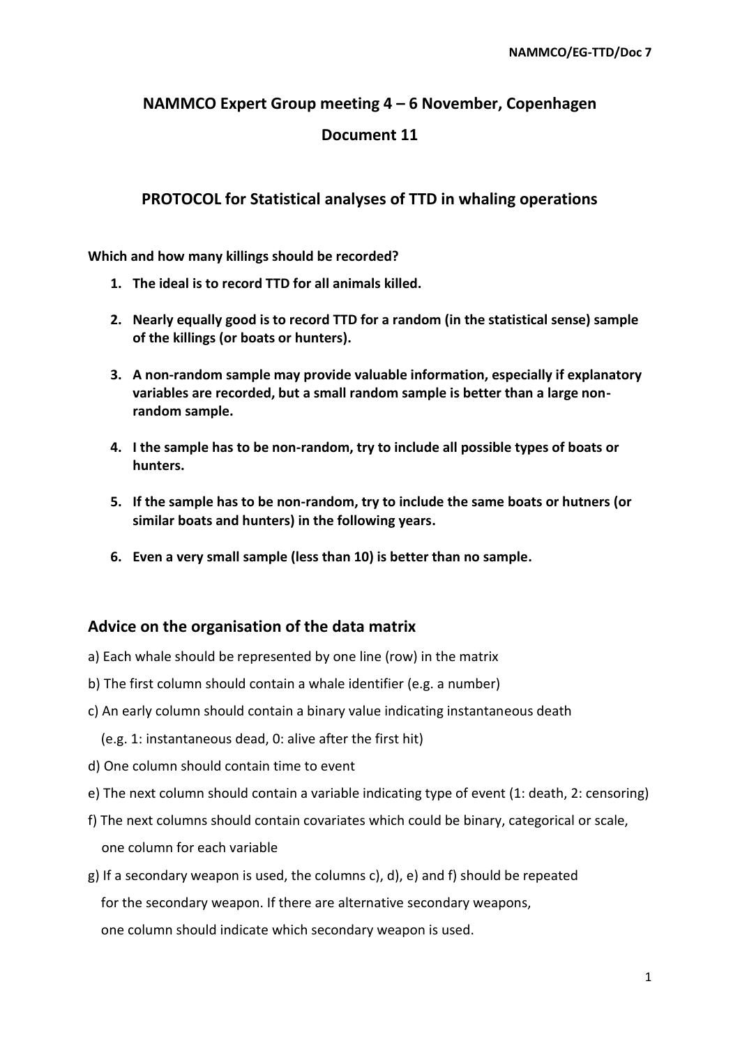# NAMMCO Expert Group meeting 4 – 6 November, Copenhagen

## Document 11

## PROTOCOL for Statistical analyses of TTD in whaling operations

**Which and how many killings should be recorded?**

1. **The ideal is to record TTD for all animals killed.**

2. **Nearly equally good is to record TTD for a random (in the statistical sense) sample of the killings (or boats or hunters).**

3. **A non-random sample may provide valuable information, especially if explanatory variables are recorded, but a small random sample is better than a large non-random sample.**

4. **I the sample has to be non-random, try to include all possible types of boats or hunters.**

5. **If the sample has to be non-random, try to include the same boats or hutners (or similar boats and hunters) in the following years.**

6. **Even a very small sample (less than 10) is better than no sample.**

## Advice on the organisation of the data matrix

a) Each whale should be represented by one line (row) in the matrix

b) The first column should contain a whale identifier (e.g. a number)

c) An early column should contain a binary value indicating instantaneous death
   (e.g. 1: instantaneous dead, 0: alive after the first hit)

d) One column should contain time to event

e) The next column should contain a variable indicating type of event (1: death, 2: censoring)

f) The next columns should contain covariates which could be binary, categorical or scale, one column for each variable

g) If a secondary weapon is used, the columns c), d), e) and f) should be repeated for the secondary weapon. If there are alternative secondary weapons, one column should indicate which secondary weapon is used.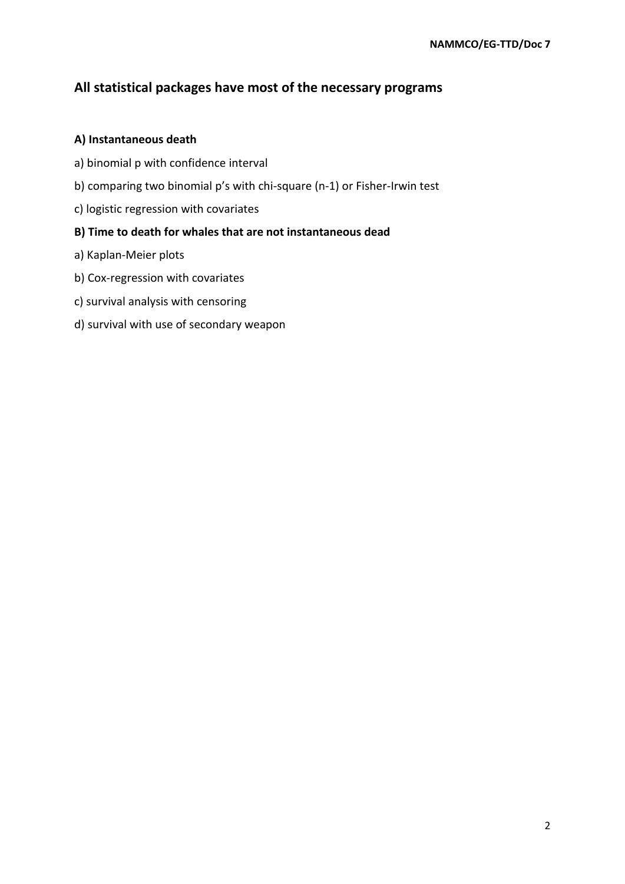## All statistical packages have most of the necessary programs

### A) Instantaneous death

a) binomial p with confidence interval

b) comparing two binomial p's with chi-square (n-1) or Fisher-Irwin test

c) logistic regression with covariates

### B) Time to death for whales that are not instantaneous dead

a) Kaplan-Meier plots

b) Cox-regression with covariates

c) survival analysis with censoring

d) survival with use of secondary weapon